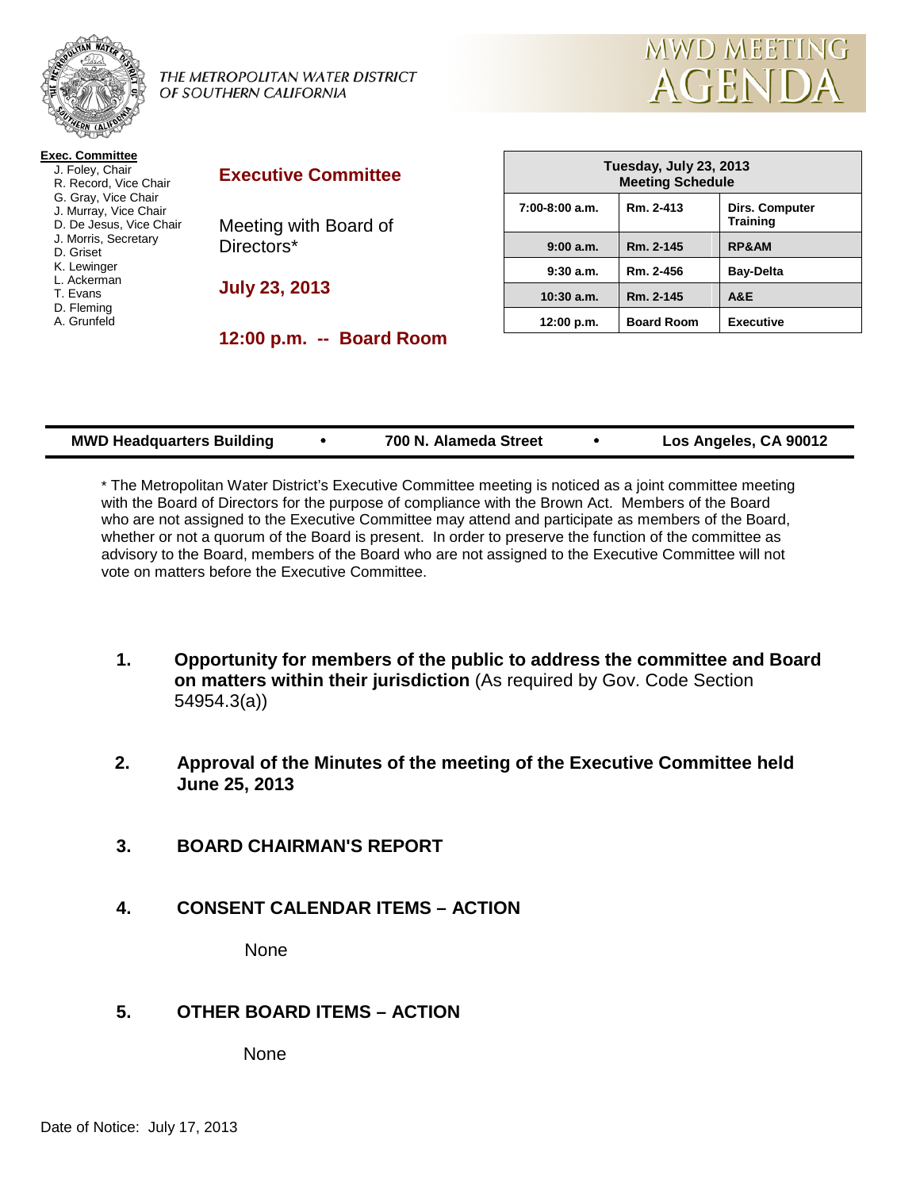THE METROPOLITAN WATER DISTRICT OF SOUTHERN CALIFORNIA

# MWD MEETING AGENDA

**Exec. Committee**
J. Foley, Chair
R. Record, Vice Chair
G. Gray, Vice Chair
J. Murray, Vice Chair
D. De Jesus, Vice Chair
J. Morris, Secretary
D. Griset
K. Lewinger
L. Ackerman
T. Evans
D. Fleming
A. Grunfeld

## Executive Committee

Meeting with Board of Directors*

**July 23, 2013**

**12:00 p.m. -- Board Room**

| Tuesday, July 23, 2013 Meeting Schedule | | |
|---|---|---|
| 7:00-8:00 a.m. | Rm. 2-413 | Dirs. Computer Training |
| 9:00 a.m. | Rm. 2-145 | RP&AM |
| 9:30 a.m. | Rm. 2-456 | Bay-Delta |
| 10:30 a.m. | Rm. 2-145 | A&E |
| 12:00 p.m. | Board Room | Executive |

**MWD Headquarters Building • 700 N. Alameda Street • Los Angeles, CA 90012**

* The Metropolitan Water District's Executive Committee meeting is noticed as a joint committee meeting with the Board of Directors for the purpose of compliance with the Brown Act. Members of the Board who are not assigned to the Executive Committee may attend and participate as members of the Board, whether or not a quorum of the Board is present. In order to preserve the function of the committee as advisory to the Board, members of the Board who are not assigned to the Executive Committee will not vote on matters before the Executive Committee.

1. **Opportunity for members of the public to address the committee and Board on matters within their jurisdiction** (As required by Gov. Code Section 54954.3(a))

2. **Approval of the Minutes of the meeting of the Executive Committee held June 25, 2013**

3. **BOARD CHAIRMAN'S REPORT**

4. **CONSENT CALENDAR ITEMS – ACTION**

   None

5. **OTHER BOARD ITEMS – ACTION**

   None

Date of Notice: July 17, 2013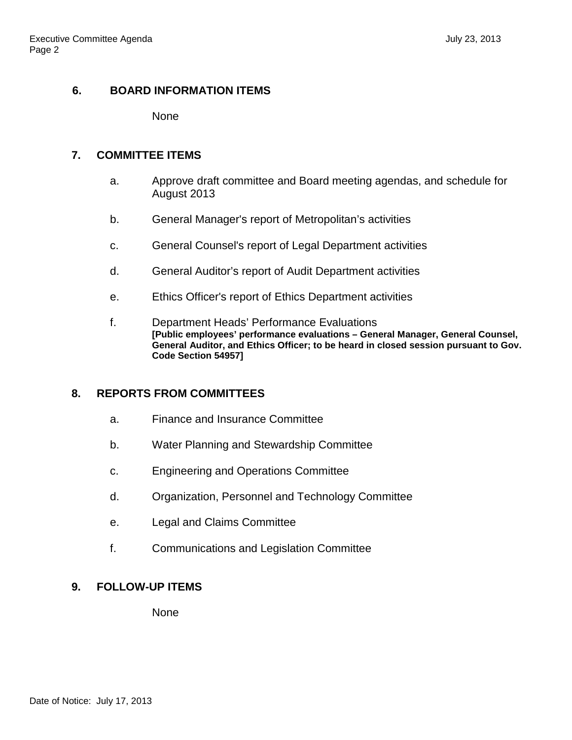## 6. BOARD INFORMATION ITEMS

None

## 7. COMMITTEE ITEMS

a. Approve draft committee and Board meeting agendas, and schedule for August 2013

b. General Manager's report of Metropolitan's activities

c. General Counsel's report of Legal Department activities

d. General Auditor's report of Audit Department activities

e. Ethics Officer's report of Ethics Department activities

f. Department Heads' Performance Evaluations
**[Public employees' performance evaluations – General Manager, General Counsel, General Auditor, and Ethics Officer; to be heard in closed session pursuant to Gov. Code Section 54957]**

## 8. REPORTS FROM COMMITTEES

a. Finance and Insurance Committee

b. Water Planning and Stewardship Committee

c. Engineering and Operations Committee

d. Organization, Personnel and Technology Committee

e. Legal and Claims Committee

f. Communications and Legislation Committee

## 9. FOLLOW-UP ITEMS

None

Date of Notice: July 17, 2013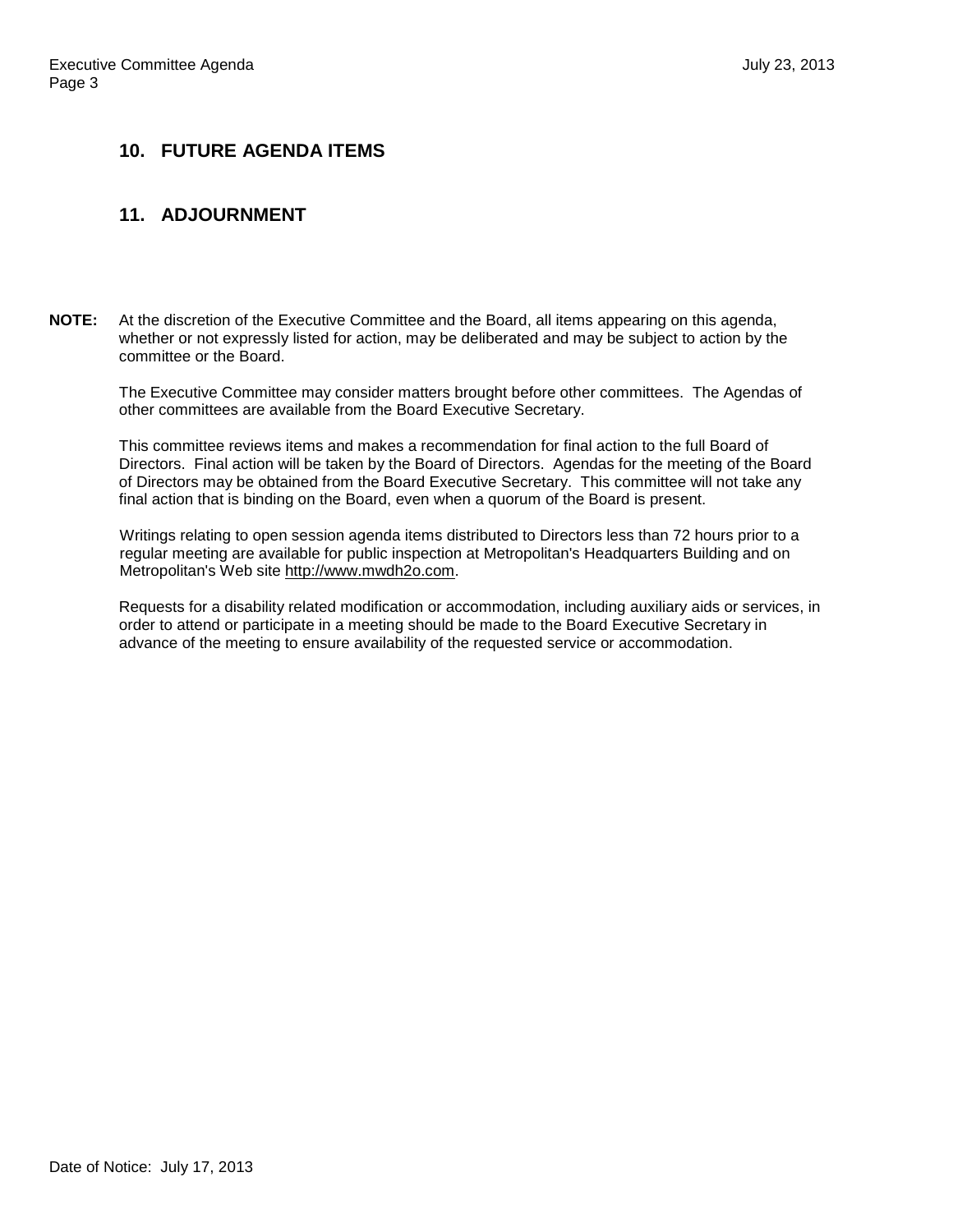## 10. FUTURE AGENDA ITEMS

## 11. ADJOURNMENT

**NOTE:** At the discretion of the Executive Committee and the Board, all items appearing on this agenda, whether or not expressly listed for action, may be deliberated and may be subject to action by the committee or the Board.

The Executive Committee may consider matters brought before other committees. The Agendas of other committees are available from the Board Executive Secretary.

This committee reviews items and makes a recommendation for final action to the full Board of Directors. Final action will be taken by the Board of Directors. Agendas for the meeting of the Board of Directors may be obtained from the Board Executive Secretary. This committee will not take any final action that is binding on the Board, even when a quorum of the Board is present.

Writings relating to open session agenda items distributed to Directors less than 72 hours prior to a regular meeting are available for public inspection at Metropolitan's Headquarters Building and on Metropolitan's Web site http://www.mwdh2o.com.

Requests for a disability related modification or accommodation, including auxiliary aids or services, in order to attend or participate in a meeting should be made to the Board Executive Secretary in advance of the meeting to ensure availability of the requested service or accommodation.

Date of Notice: July 17, 2013